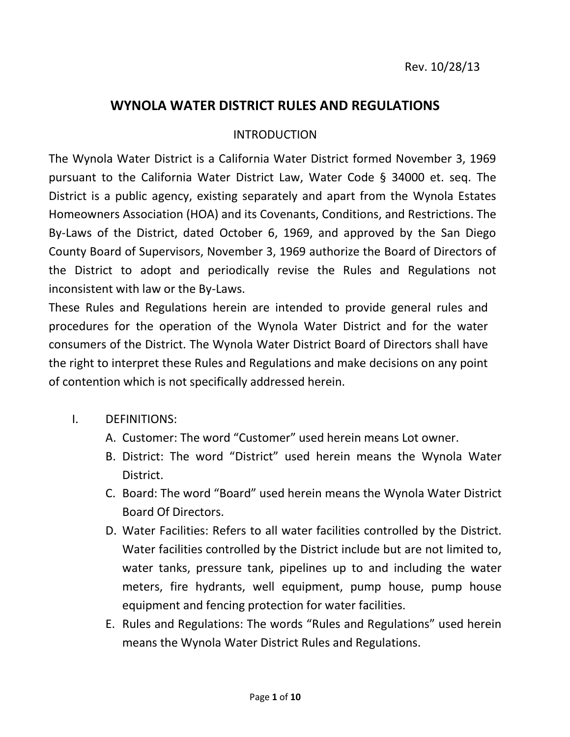Rev. 10/28/13

# WYNOLA WATER DISTRICT RULES AND REGULATIONS

## INTRODUCTION

The Wynola Water District is a California Water District formed November 3, 1969 pursuant to the California Water District Law, Water Code § 34000 et. seq. The District is a public agency, existing separately and apart from the Wynola Estates Homeowners Association (HOA) and its Covenants, Conditions, and Restrictions. The By-Laws of the District, dated October 6, 1969, and approved by the San Diego County Board of Supervisors, November 3, 1969 authorize the Board of Directors of the District to adopt and periodically revise the Rules and Regulations not inconsistent with law or the By-Laws.

These Rules and Regulations herein are intended to provide general rules and procedures for the operation of the Wynola Water District and for the water consumers of the District. The Wynola Water District Board of Directors shall have the right to interpret these Rules and Regulations and make decisions on any point of contention which is not specifically addressed herein.

I. DEFINITIONS:
   A. Customer: The word "Customer" used herein means Lot owner.
   B. District: The word "District" used herein means the Wynola Water District.
   C. Board: The word "Board" used herein means the Wynola Water District Board Of Directors.
   D. Water Facilities: Refers to all water facilities controlled by the District. Water facilities controlled by the District include but are not limited to, water tanks, pressure tank, pipelines up to and including the water meters, fire hydrants, well equipment, pump house, pump house equipment and fencing protection for water facilities.
   E. Rules and Regulations: The words "Rules and Regulations" used herein means the Wynola Water District Rules and Regulations.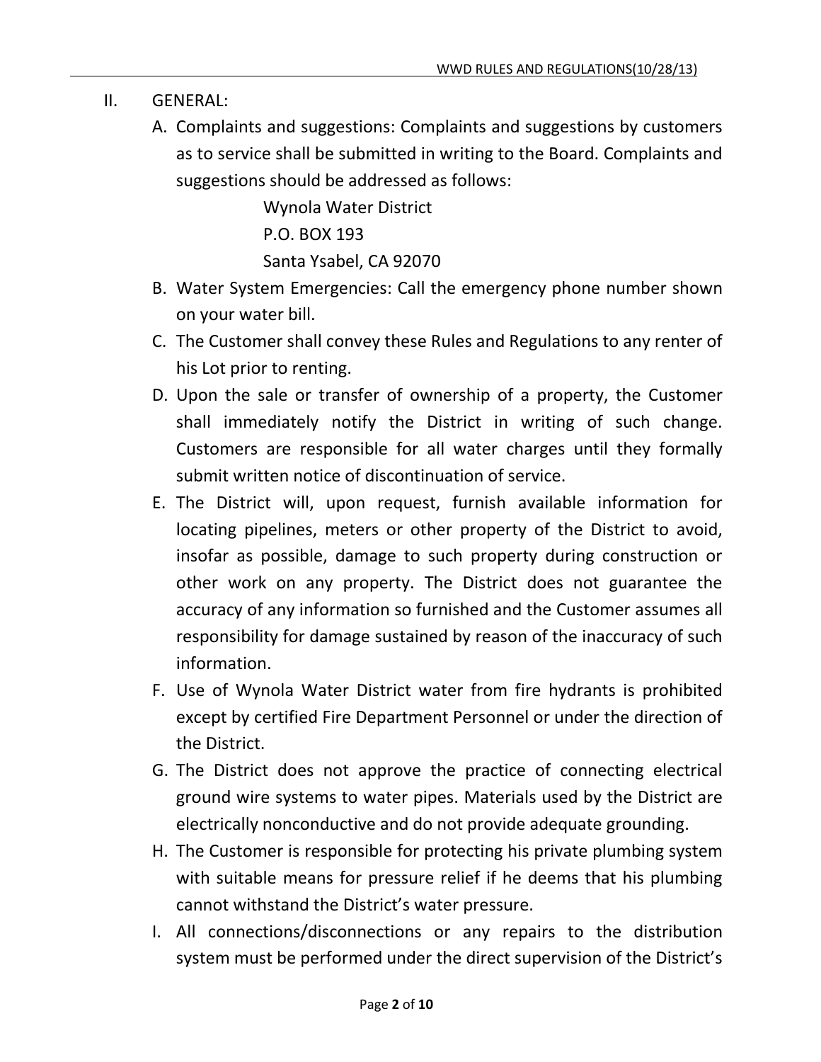## II. GENERAL:

A. Complaints and suggestions: Complaints and suggestions by customers as to service shall be submitted in writing to the Board. Complaints and suggestions should be addressed as follows:

   Wynola Water District
   P.O. BOX 193
   Santa Ysabel, CA 92070

B. Water System Emergencies: Call the emergency phone number shown on your water bill.

C. The Customer shall convey these Rules and Regulations to any renter of his Lot prior to renting.

D. Upon the sale or transfer of ownership of a property, the Customer shall immediately notify the District in writing of such change. Customers are responsible for all water charges until they formally submit written notice of discontinuation of service.

E. The District will, upon request, furnish available information for locating pipelines, meters or other property of the District to avoid, insofar as possible, damage to such property during construction or other work on any property. The District does not guarantee the accuracy of any information so furnished and the Customer assumes all responsibility for damage sustained by reason of the inaccuracy of such information.

F. Use of Wynola Water District water from fire hydrants is prohibited except by certified Fire Department Personnel or under the direction of the District.

G. The District does not approve the practice of connecting electrical ground wire systems to water pipes. Materials used by the District are electrically nonconductive and do not provide adequate grounding.

H. The Customer is responsible for protecting his private plumbing system with suitable means for pressure relief if he deems that his plumbing cannot withstand the District's water pressure.

I. All connections/disconnections or any repairs to the distribution system must be performed under the direct supervision of the District's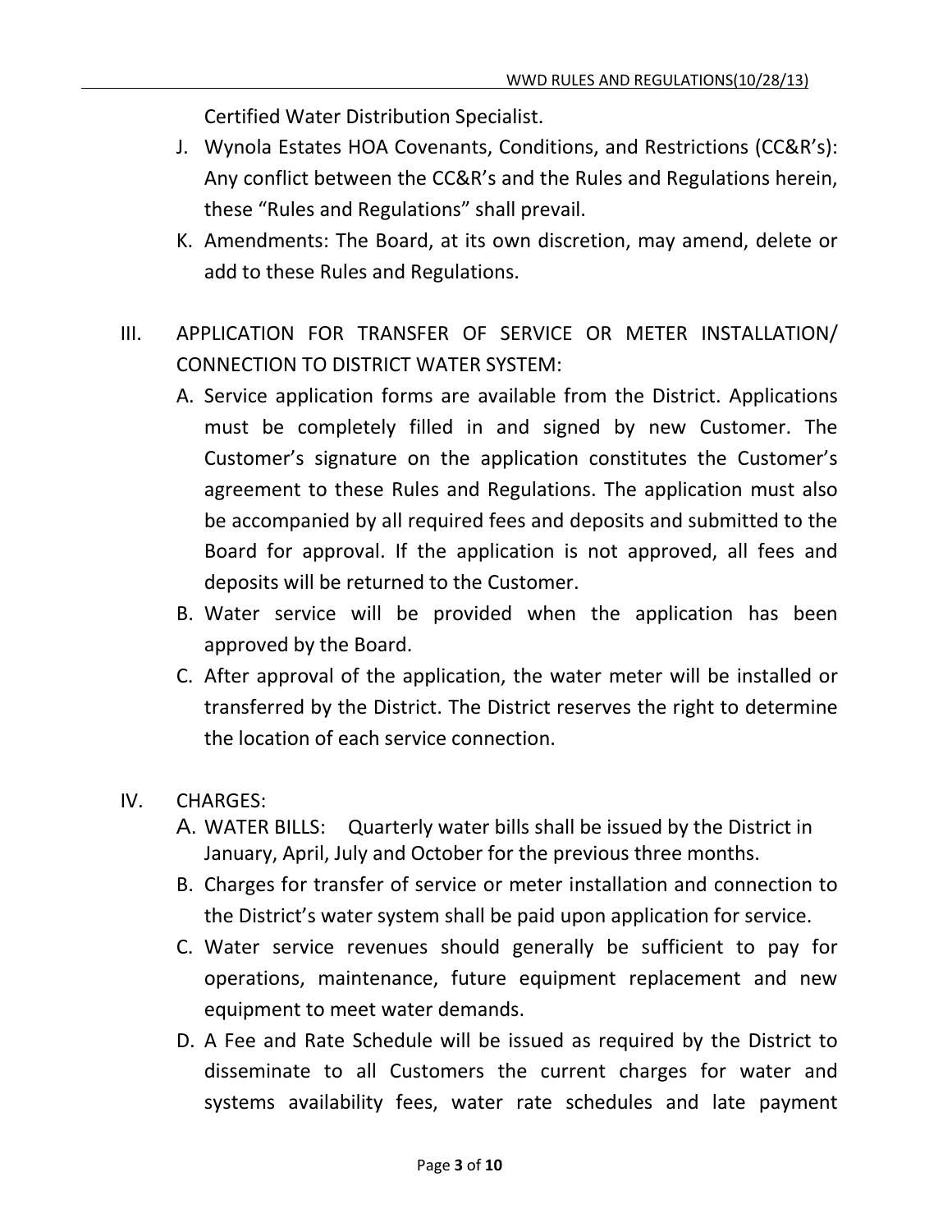Certified Water Distribution Specialist.

J. Wynola Estates HOA Covenants, Conditions, and Restrictions (CC&R's): Any conflict between the CC&R's and the Rules and Regulations herein, these "Rules and Regulations" shall prevail.

K. Amendments: The Board, at its own discretion, may amend, delete or add to these Rules and Regulations.

## III. APPLICATION FOR TRANSFER OF SERVICE OR METER INSTALLATION/ CONNECTION TO DISTRICT WATER SYSTEM:

A. Service application forms are available from the District. Applications must be completely filled in and signed by new Customer. The Customer's signature on the application constitutes the Customer's agreement to these Rules and Regulations. The application must also be accompanied by all required fees and deposits and submitted to the Board for approval. If the application is not approved, all fees and deposits will be returned to the Customer.

B. Water service will be provided when the application has been approved by the Board.

C. After approval of the application, the water meter will be installed or transferred by the District. The District reserves the right to determine the location of each service connection.

## IV. CHARGES:

A. WATER BILLS: Quarterly water bills shall be issued by the District in January, April, July and October for the previous three months.

B. Charges for transfer of service or meter installation and connection to the District's water system shall be paid upon application for service.

C. Water service revenues should generally be sufficient to pay for operations, maintenance, future equipment replacement and new equipment to meet water demands.

D. A Fee and Rate Schedule will be issued as required by the District to disseminate to all Customers the current charges for water and systems availability fees, water rate schedules and late payment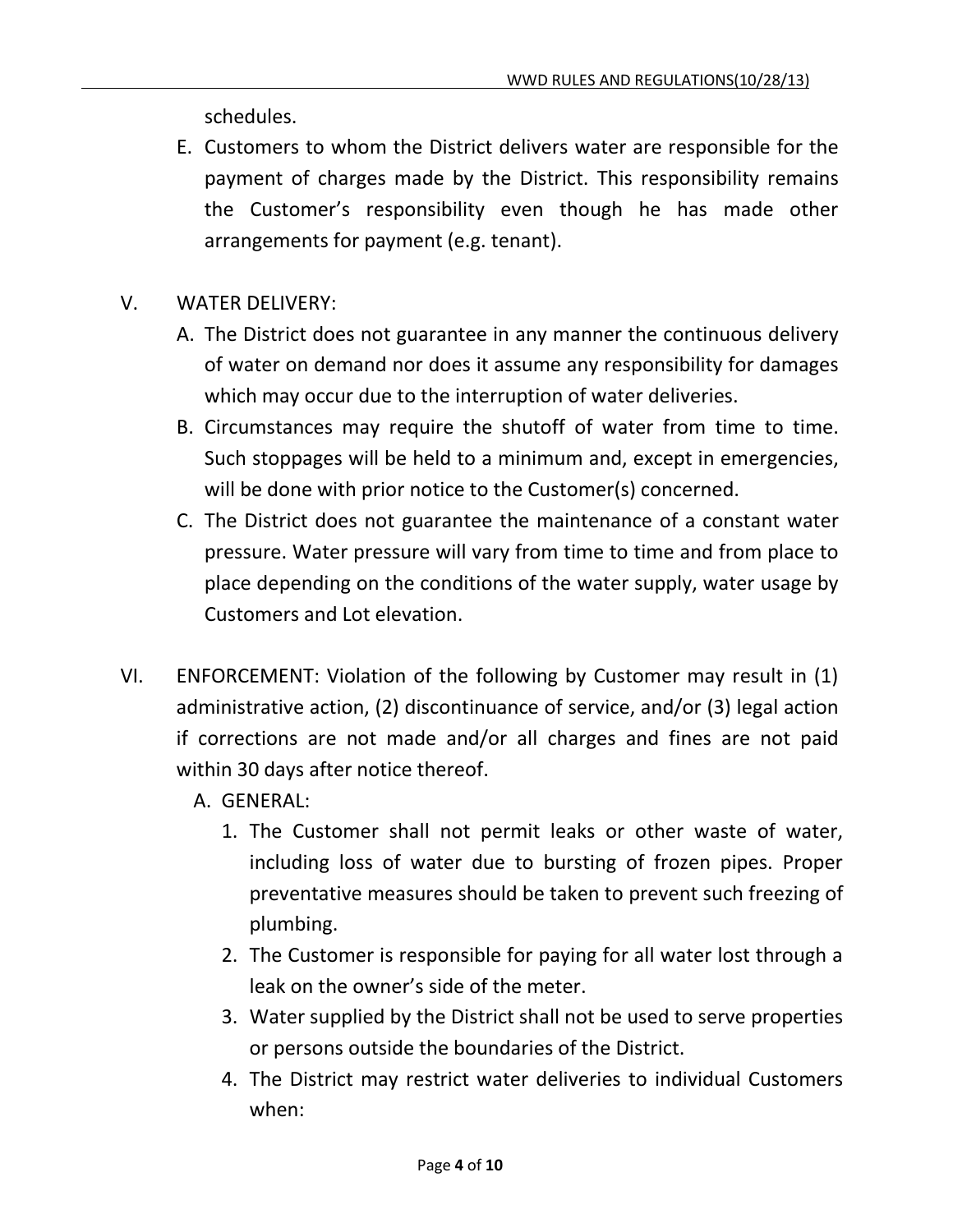schedules.

E. Customers to whom the District delivers water are responsible for the payment of charges made by the District. This responsibility remains the Customer's responsibility even though he has made other arrangements for payment (e.g. tenant).

V. WATER DELIVERY:

A. The District does not guarantee in any manner the continuous delivery of water on demand nor does it assume any responsibility for damages which may occur due to the interruption of water deliveries.

B. Circumstances may require the shutoff of water from time to time. Such stoppages will be held to a minimum and, except in emergencies, will be done with prior notice to the Customer(s) concerned.

C. The District does not guarantee the maintenance of a constant water pressure. Water pressure will vary from time to time and from place to place depending on the conditions of the water supply, water usage by Customers and Lot elevation.

VI. ENFORCEMENT: Violation of the following by Customer may result in (1) administrative action, (2) discontinuance of service, and/or (3) legal action if corrections are not made and/or all charges and fines are not paid within 30 days after notice thereof.

A. GENERAL:

1. The Customer shall not permit leaks or other waste of water, including loss of water due to bursting of frozen pipes. Proper preventative measures should be taken to prevent such freezing of plumbing.
2. The Customer is responsible for paying for all water lost through a leak on the owner's side of the meter.
3. Water supplied by the District shall not be used to serve properties or persons outside the boundaries of the District.
4. The District may restrict water deliveries to individual Customers when: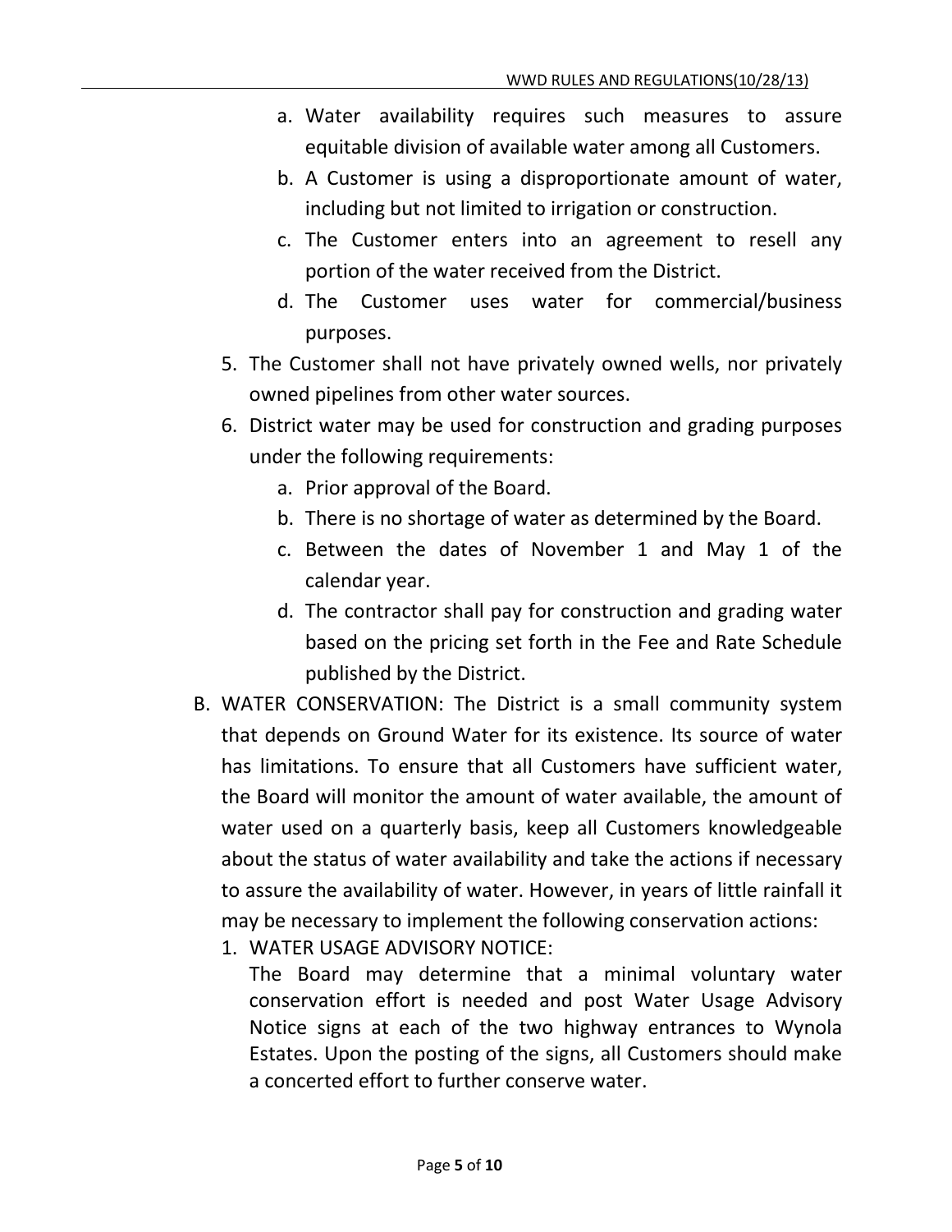a. Water availability requires such measures to assure equitable division of available water among all Customers.
   b. A Customer is using a disproportionate amount of water, including but not limited to irrigation or construction.
   c. The Customer enters into an agreement to resell any portion of the water received from the District.
   d. The Customer uses water for commercial/business purposes.

5. The Customer shall not have privately owned wells, nor privately owned pipelines from other water sources.
6. District water may be used for construction and grading purposes under the following requirements:
   a. Prior approval of the Board.
   b. There is no shortage of water as determined by the Board.
   c. Between the dates of November 1 and May 1 of the calendar year.
   d. The contractor shall pay for construction and grading water based on the pricing set forth in the Fee and Rate Schedule published by the District.

B. WATER CONSERVATION: The District is a small community system that depends on Ground Water for its existence. Its source of water has limitations. To ensure that all Customers have sufficient water, the Board will monitor the amount of water available, the amount of water used on a quarterly basis, keep all Customers knowledgeable about the status of water availability and take the actions if necessary to assure the availability of water. However, in years of little rainfall it may be necessary to implement the following conservation actions:

1. WATER USAGE ADVISORY NOTICE:
   The Board may determine that a minimal voluntary water conservation effort is needed and post Water Usage Advisory Notice signs at each of the two highway entrances to Wynola Estates. Upon the posting of the signs, all Customers should make a concerted effort to further conserve water.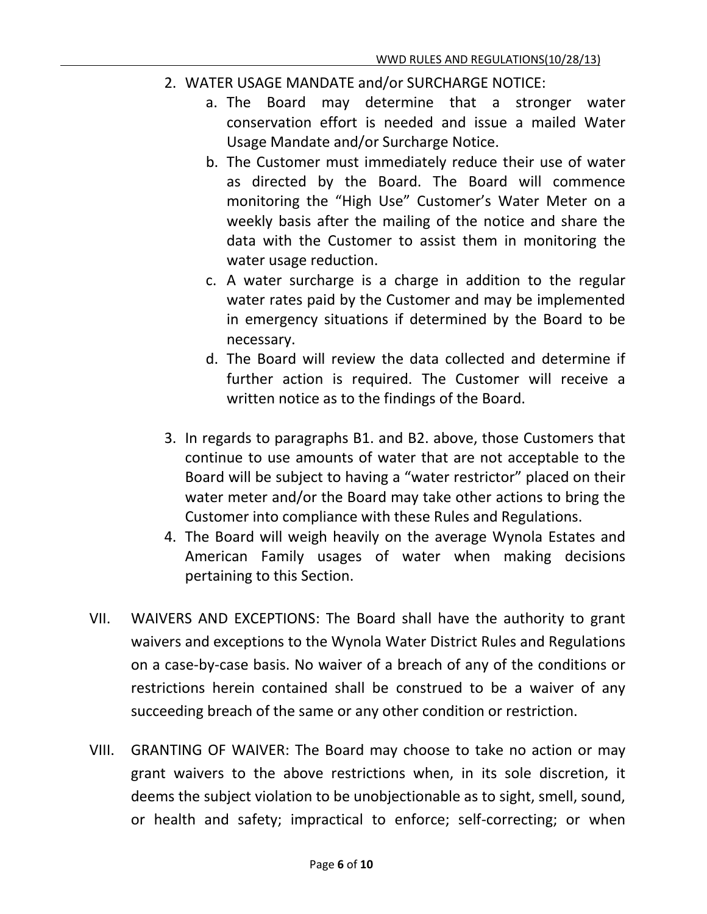2. WATER USAGE MANDATE and/or SURCHARGE NOTICE:
   a. The Board may determine that a stronger water conservation effort is needed and issue a mailed Water Usage Mandate and/or Surcharge Notice.
   b. The Customer must immediately reduce their use of water as directed by the Board. The Board will commence monitoring the "High Use" Customer's Water Meter on a weekly basis after the mailing of the notice and share the data with the Customer to assist them in monitoring the water usage reduction.
   c. A water surcharge is a charge in addition to the regular water rates paid by the Customer and may be implemented in emergency situations if determined by the Board to be necessary.
   d. The Board will review the data collected and determine if further action is required. The Customer will receive a written notice as to the findings of the Board.

3. In regards to paragraphs B1. and B2. above, those Customers that continue to use amounts of water that are not acceptable to the Board will be subject to having a "water restrictor" placed on their water meter and/or the Board may take other actions to bring the Customer into compliance with these Rules and Regulations.
4. The Board will weigh heavily on the average Wynola Estates and American Family usages of water when making decisions pertaining to this Section.

VII. WAIVERS AND EXCEPTIONS: The Board shall have the authority to grant waivers and exceptions to the Wynola Water District Rules and Regulations on a case-by-case basis. No waiver of a breach of any of the conditions or restrictions herein contained shall be construed to be a waiver of any succeeding breach of the same or any other condition or restriction.

VIII. GRANTING OF WAIVER: The Board may choose to take no action or may grant waivers to the above restrictions when, in its sole discretion, it deems the subject violation to be unobjectionable as to sight, smell, sound, or health and safety; impractical to enforce; self-correcting; or when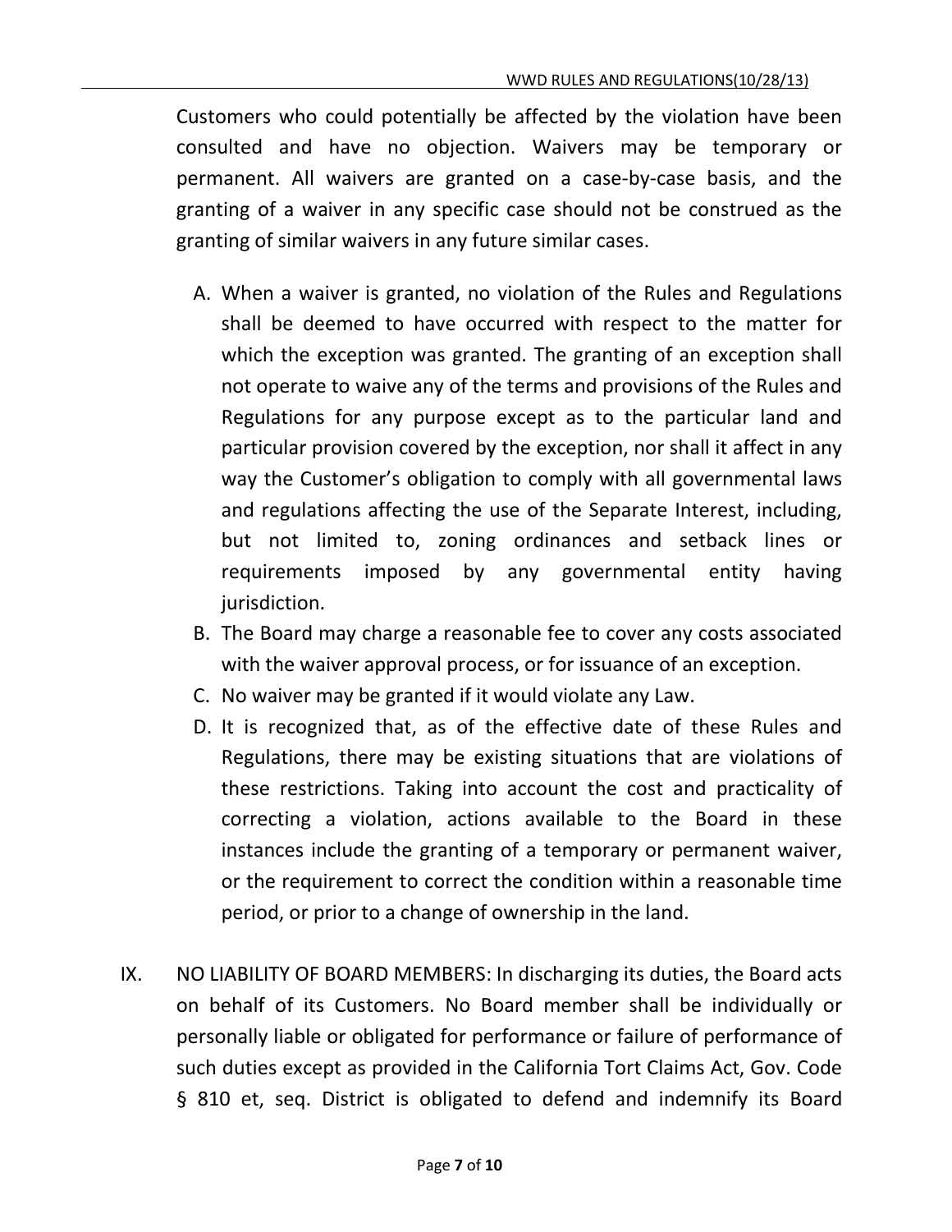Customers who could potentially be affected by the violation have been consulted and have no objection. Waivers may be temporary or permanent. All waivers are granted on a case-by-case basis, and the granting of a waiver in any specific case should not be construed as the granting of similar waivers in any future similar cases.

A. When a waiver is granted, no violation of the Rules and Regulations shall be deemed to have occurred with respect to the matter for which the exception was granted. The granting of an exception shall not operate to waive any of the terms and provisions of the Rules and Regulations for any purpose except as to the particular land and particular provision covered by the exception, nor shall it affect in any way the Customer's obligation to comply with all governmental laws and regulations affecting the use of the Separate Interest, including, but not limited to, zoning ordinances and setback lines or requirements imposed by any governmental entity having jurisdiction.
B. The Board may charge a reasonable fee to cover any costs associated with the waiver approval process, or for issuance of an exception.
C. No waiver may be granted if it would violate any Law.
D. It is recognized that, as of the effective date of these Rules and Regulations, there may be existing situations that are violations of these restrictions. Taking into account the cost and practicality of correcting a violation, actions available to the Board in these instances include the granting of a temporary or permanent waiver, or the requirement to correct the condition within a reasonable time period, or prior to a change of ownership in the land.

IX. NO LIABILITY OF BOARD MEMBERS: In discharging its duties, the Board acts on behalf of its Customers. No Board member shall be individually or personally liable or obligated for performance or failure of performance of such duties except as provided in the California Tort Claims Act, Gov. Code § 810 et, seq. District is obligated to defend and indemnify its Board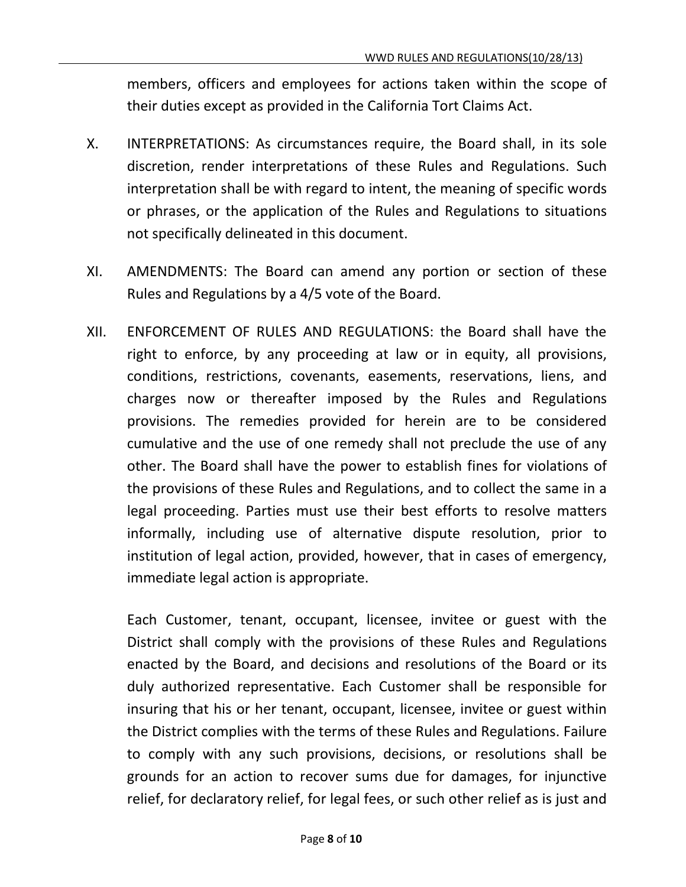members, officers and employees for actions taken within the scope of their duties except as provided in the California Tort Claims Act.

X. INTERPRETATIONS: As circumstances require, the Board shall, in its sole discretion, render interpretations of these Rules and Regulations. Such interpretation shall be with regard to intent, the meaning of specific words or phrases, or the application of the Rules and Regulations to situations not specifically delineated in this document.

XI. AMENDMENTS: The Board can amend any portion or section of these Rules and Regulations by a 4/5 vote of the Board.

XII. ENFORCEMENT OF RULES AND REGULATIONS: the Board shall have the right to enforce, by any proceeding at law or in equity, all provisions, conditions, restrictions, covenants, easements, reservations, liens, and charges now or thereafter imposed by the Rules and Regulations provisions. The remedies provided for herein are to be considered cumulative and the use of one remedy shall not preclude the use of any other. The Board shall have the power to establish fines for violations of the provisions of these Rules and Regulations, and to collect the same in a legal proceeding. Parties must use their best efforts to resolve matters informally, including use of alternative dispute resolution, prior to institution of legal action, provided, however, that in cases of emergency, immediate legal action is appropriate.

Each Customer, tenant, occupant, licensee, invitee or guest with the District shall comply with the provisions of these Rules and Regulations enacted by the Board, and decisions and resolutions of the Board or its duly authorized representative. Each Customer shall be responsible for insuring that his or her tenant, occupant, licensee, invitee or guest within the District complies with the terms of these Rules and Regulations. Failure to comply with any such provisions, decisions, or resolutions shall be grounds for an action to recover sums due for damages, for injunctive relief, for declaratory relief, for legal fees, or such other relief as is just and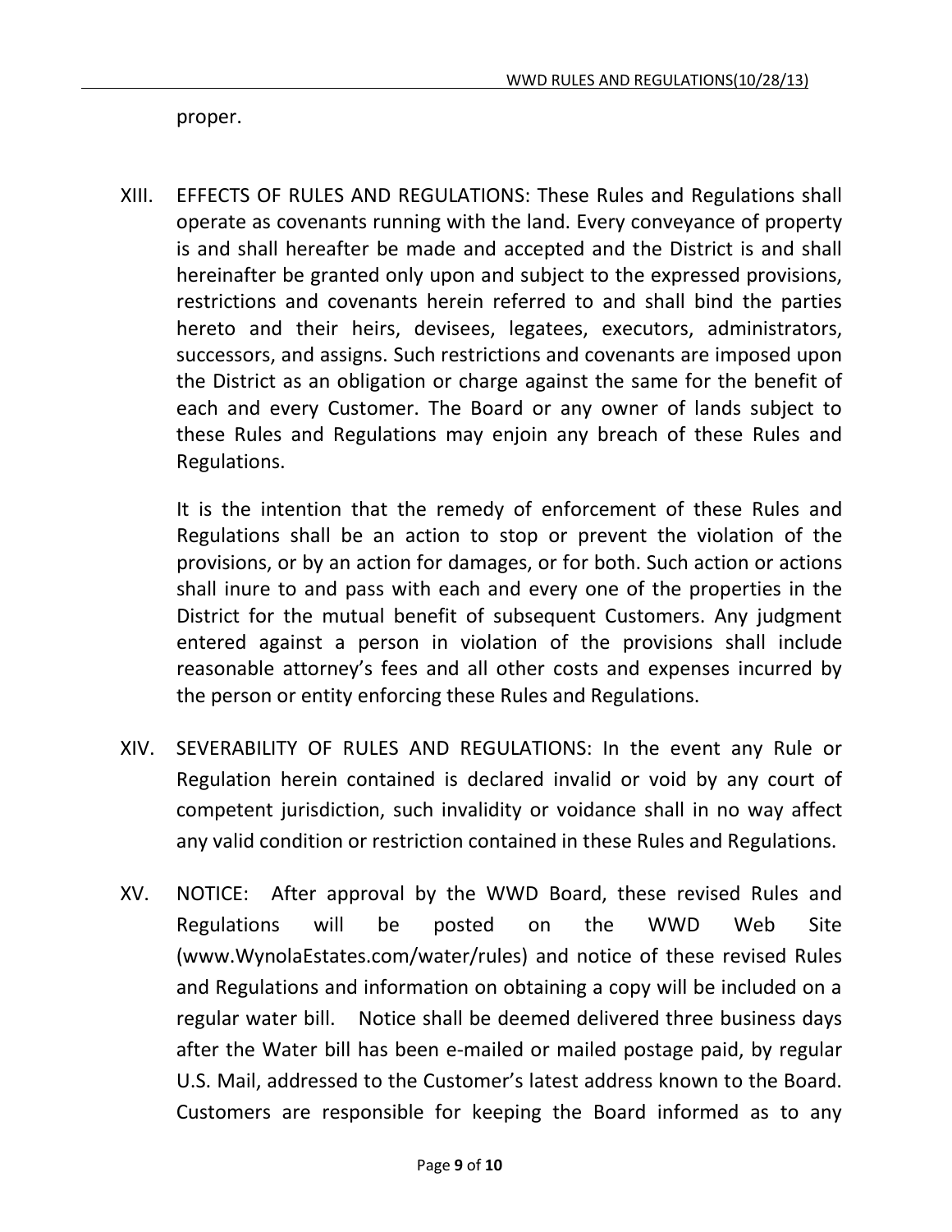proper.

XIII. EFFECTS OF RULES AND REGULATIONS: These Rules and Regulations shall operate as covenants running with the land. Every conveyance of property is and shall hereafter be made and accepted and the District is and shall hereinafter be granted only upon and subject to the expressed provisions, restrictions and covenants herein referred to and shall bind the parties hereto and their heirs, devisees, legatees, executors, administrators, successors, and assigns. Such restrictions and covenants are imposed upon the District as an obligation or charge against the same for the benefit of each and every Customer. The Board or any owner of lands subject to these Rules and Regulations may enjoin any breach of these Rules and Regulations.

It is the intention that the remedy of enforcement of these Rules and Regulations shall be an action to stop or prevent the violation of the provisions, or by an action for damages, or for both. Such action or actions shall inure to and pass with each and every one of the properties in the District for the mutual benefit of subsequent Customers. Any judgment entered against a person in violation of the provisions shall include reasonable attorney's fees and all other costs and expenses incurred by the person or entity enforcing these Rules and Regulations.

XIV. SEVERABILITY OF RULES AND REGULATIONS: In the event any Rule or Regulation herein contained is declared invalid or void by any court of competent jurisdiction, such invalidity or voidance shall in no way affect any valid condition or restriction contained in these Rules and Regulations.

XV. NOTICE: After approval by the WWD Board, these revised Rules and Regulations will be posted on the WWD Web Site (www.WynolaEstates.com/water/rules) and notice of these revised Rules and Regulations and information on obtaining a copy will be included on a regular water bill. Notice shall be deemed delivered three business days after the Water bill has been e-mailed or mailed postage paid, by regular U.S. Mail, addressed to the Customer's latest address known to the Board. Customers are responsible for keeping the Board informed as to any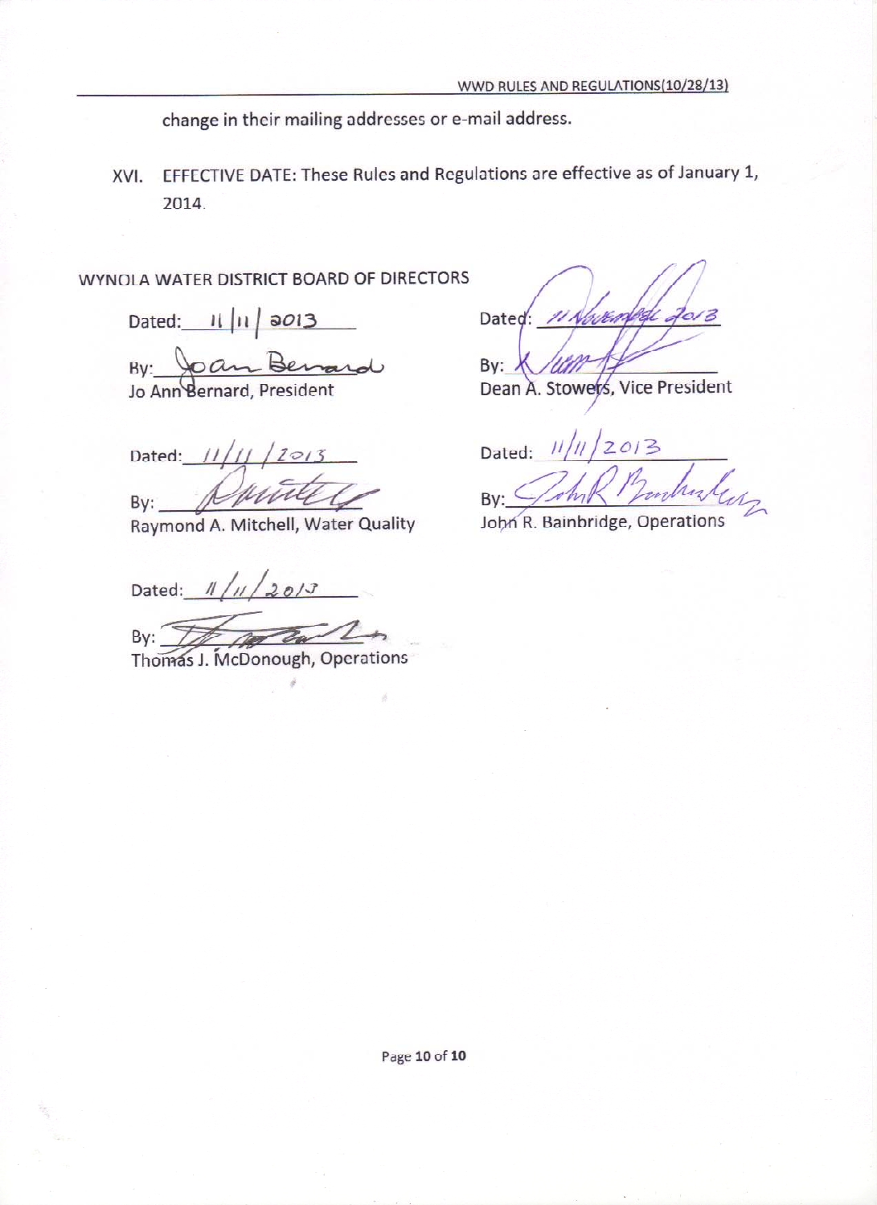change in their mailing addresses or e-mail address.

XVI. EFFECTIVE DATE: These Rules and Regulations are effective as of January 1, 2014.

WYNOLA WATER DISTRICT BOARD OF DIRECTORS

Dated: 11/11/2013

By: Joan Bernard
Jo Ann Bernard, President

Dated: 11 November 2013

By: 
Dean A. Stowers, Vice President

Dated: 11/11/2013

By: 
Raymond A. Mitchell, Water Quality

Dated: 11/11/2013

By: John R. Bainbridge
John R. Bainbridge, Operations

Dated: 11/11/2013

By: 
Thomas J. McDonough, Operations